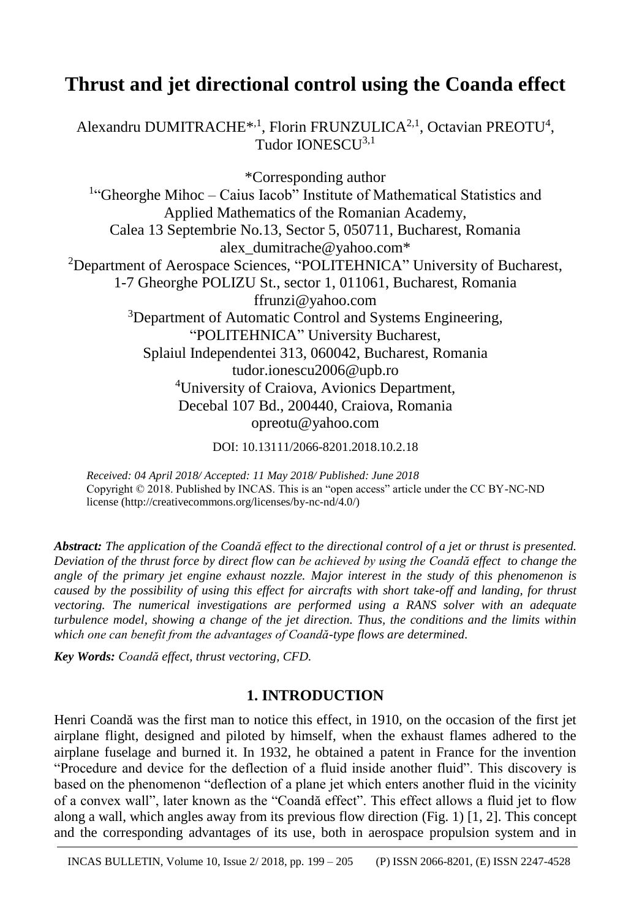# Thrust and jet directional control using the Coanda effect

Alexandru DUMITRACHE*[,1], Florin FRUNZULICA[2,1], Octavian PREOTU[4], Tudor IONESCU[3,1]

*Corresponding author

[1]"Gheorghe Mihoc – Caius Iacob" Institute of Mathematical Statistics and Applied Mathematics of the Romanian Academy,
Calea 13 Septembrie No.13, Sector 5, 050711, Bucharest, Romania
alex_dumitrache@yahoo.com*

[2]Department of Aerospace Sciences, "POLITEHNICA" University of Bucharest,
1-7 Gheorghe POLIZU St., sector 1, 011061, Bucharest, Romania
ffrunzi@yahoo.com

[3]Department of Automatic Control and Systems Engineering,
"POLITEHNICA" University Bucharest,
Splaiul Independentei 313, 060042, Bucharest, Romania
tudor.ionescu2006@upb.ro

[4]University of Craiova, Avionics Department,
Decebal 107 Bd., 200440, Craiova, Romania
opreotu@yahoo.com

DOI: 10.13111/2066-8201.2018.10.2.18

*Received: 04 April 2018/ Accepted: 11 May 2018/ Published: June 2018*
Copyright © 2018. Published by INCAS. This is an "open access" article under the CC BY-NC-ND license (http://creativecommons.org/licenses/by-nc-nd/4.0/)

***Abstract:*** *The application of the Coandă effect to the directional control of a jet or thrust is presented. Deviation of the thrust force by direct flow can be achieved by using the Coandă effect to change the angle of the primary jet engine exhaust nozzle. Major interest in the study of this phenomenon is caused by the possibility of using this effect for aircrafts with short take-off and landing, for thrust vectoring. The numerical investigations are performed using a RANS solver with an adequate turbulence model, showing a change of the jet direction. Thus, the conditions and the limits within which one can benefit from the advantages of Coandă-type flows are determined.*

***Key Words:*** *Coandă effect, thrust vectoring, CFD.*

## 1. INTRODUCTION

Henri Coandă was the first man to notice this effect, in 1910, on the occasion of the first jet airplane flight, designed and piloted by himself, when the exhaust flames adhered to the airplane fuselage and burned it. In 1932, he obtained a patent in France for the invention "Procedure and device for the deflection of a fluid inside another fluid". This discovery is based on the phenomenon "deflection of a plane jet which enters another fluid in the vicinity of a convex wall", later known as the "Coandă effect". This effect allows a fluid jet to flow along a wall, which angles away from its previous flow direction (Fig. 1) [1, 2]. This concept and the corresponding advantages of its use, both in aerospace propulsion system and in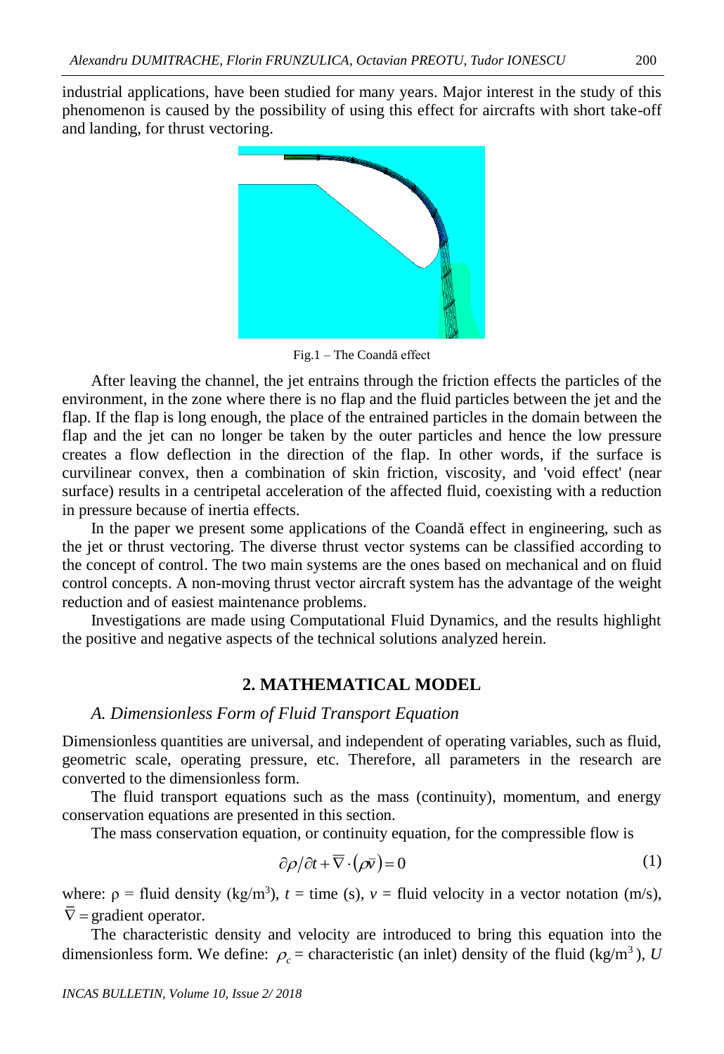industrial applications, have been studied for many years. Major interest in the study of this phenomenon is caused by the possibility of using this effect for aircrafts with short take-off and landing, for thrust vectoring.

Fig.1 – The Coandă effect

After leaving the channel, the jet entrains through the friction effects the particles of the environment, in the zone where there is no flap and the fluid particles between the jet and the flap. If the flap is long enough, the place of the entrained particles in the domain between the flap and the jet can no longer be taken by the outer particles and hence the low pressure creates a flow deflection in the direction of the flap. In other words, if the surface is curvilinear convex, then a combination of skin friction, viscosity, and 'void effect' (near surface) results in a centripetal acceleration of the affected fluid, coexisting with a reduction in pressure because of inertia effects.

In the paper we present some applications of the Coandă effect in engineering, such as the jet or thrust vectoring. The diverse thrust vector systems can be classified according to the concept of control. The two main systems are the ones based on mechanical and on fluid control concepts. A non-moving thrust vector aircraft system has the advantage of the weight reduction and of easiest maintenance problems.

Investigations are made using Computational Fluid Dynamics, and the results highlight the positive and negative aspects of the technical solutions analyzed herein.

## 2. MATHEMATICAL MODEL

### *A. Dimensionless Form of Fluid Transport Equation*

Dimensionless quantities are universal, and independent of operating variables, such as fluid, geometric scale, operating pressure, etc. Therefore, all parameters in the research are converted to the dimensionless form.

The fluid transport equations such as the mass (continuity), momentum, and energy conservation equations are presented in this section.

The mass conservation equation, or continuity equation, for the compressible flow is

$$\partial\rho/\partial t + \overline{\nabla} \cdot (\rho\bar{v}) = 0 \tag{1}$$

where: $\rho$ = fluid density (kg/m$^3$), $t$ = time (s), $v$ = fluid velocity in a vector notation (m/s), $\overline{\nabla}$ = gradient operator.

The characteristic density and velocity are introduced to bring this equation into the dimensionless form. We define: $\rho_c$ = characteristic (an inlet) density of the fluid (kg/m$^3$), $U$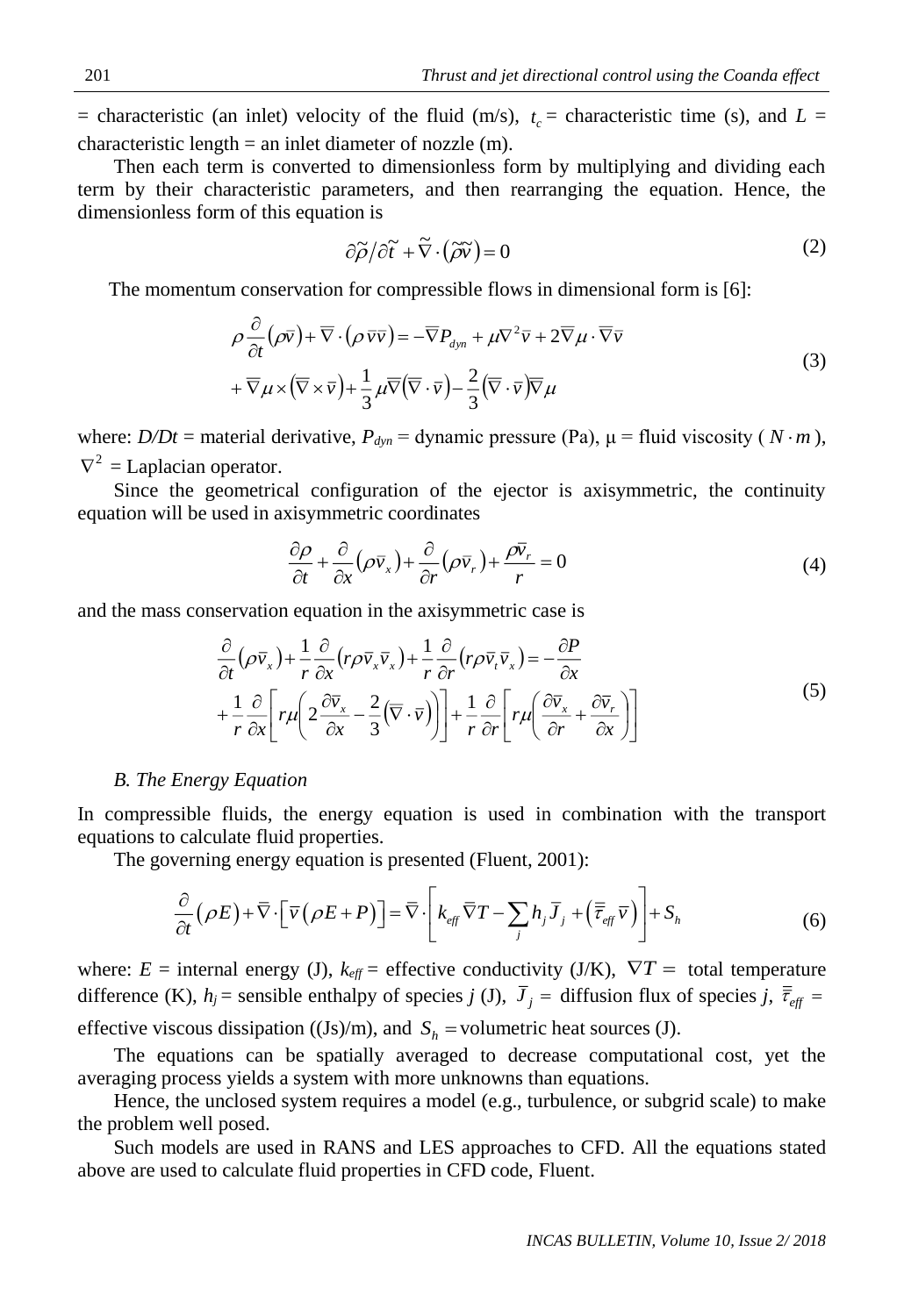= characteristic (an inlet) velocity of the fluid (m/s), $t_c$ = characteristic time (s), and $L$ = characteristic length = an inlet diameter of nozzle (m).

Then each term is converted to dimensionless form by multiplying and dividing each term by their characteristic parameters, and then rearranging the equation. Hence, the dimensionless form of this equation is

$$\partial\tilde{\rho}/\partial\tilde{t} + \tilde{\nabla}\cdot\left(\tilde{\rho}\tilde{v}\right) = 0 \tag{2}$$

The momentum conservation for compressible flows in dimensional form is [6]:

$$\begin{aligned}&\rho\frac{\partial}{\partial t}\left(\rho\bar{v}\right) + \overline{\nabla}\cdot\left(\rho\,\bar{v}\bar{v}\right) = -\overline{\nabla}P_{dyn} + \mu\nabla^2\bar{v} + 2\overline{\nabla}\mu\cdot\overline{\nabla}\bar{v}\\&+\overline{\nabla}\mu\times\left(\overline{\nabla}\times\bar{v}\right) + \frac{1}{3}\mu\overline{\nabla}\left(\overline{\nabla}\cdot\bar{v}\right) - \frac{2}{3}\left(\overline{\nabla}\cdot\bar{v}\right)\overline{\nabla}\mu\end{aligned} \tag{3}$$

where: $D/Dt$ = material derivative, $P_{dyn}$ = dynamic pressure (Pa), $\mu$ = fluid viscosity ( $N\cdot m$ ), $\nabla^2$ = Laplacian operator.

Since the geometrical configuration of the ejector is axisymmetric, the continuity equation will be used in axisymmetric coordinates

$$\frac{\partial\rho}{\partial t} + \frac{\partial}{\partial x}\left(\rho\bar{v}_x\right) + \frac{\partial}{\partial r}\left(\rho\bar{v}_r\right) + \frac{\rho\bar{v}_r}{r} = 0 \tag{4}$$

and the mass conservation equation in the axisymmetric case is

$$\begin{aligned}&\frac{\partial}{\partial t}\left(\rho\bar{v}_x\right) + \frac{1}{r}\frac{\partial}{\partial x}\left(r\rho\bar{v}_x\bar{v}_x\right) + \frac{1}{r}\frac{\partial}{\partial r}\left(r\rho\bar{v}_t\bar{v}_x\right) = -\frac{\partial P}{\partial x}\\&+\frac{1}{r}\frac{\partial}{\partial x}\left[r\mu\left(2\frac{\partial\bar{v}_x}{\partial x} - \frac{2}{3}\left(\overline{\nabla}\cdot\bar{v}\right)\right)\right] + \frac{1}{r}\frac{\partial}{\partial r}\left[r\mu\left(\frac{\partial\bar{v}_x}{\partial r} + \frac{\partial\bar{v}_r}{\partial x}\right)\right]\end{aligned} \tag{5}$$

### *B. The Energy Equation*

In compressible fluids, the energy equation is used in combination with the transport equations to calculate fluid properties.

The governing energy equation is presented (Fluent, 2001):

$$\frac{\partial}{\partial t}\left(\rho E\right) + \overline{\nabla}\cdot\left[\bar{v}\left(\rho E + P\right)\right] = \overline{\nabla}\cdot\left[k_{eff}\overline{\nabla}T - \sum_j h_j\bar{J}_j + \left(\bar{\bar{\tau}}_{eff}\,\bar{v}\right)\right] + S_h \tag{6}$$

where: $E$ = internal energy (J), $k_{eff}$ = effective conductivity (J/K), $\nabla T =$ total temperature difference (K), $h_j$ = sensible enthalpy of species $j$ (J), $\bar{J}_j =$ diffusion flux of species $j$, $\bar{\bar{\tau}}_{eff}$ = effective viscous dissipation ((Js)/m), and $S_h$ = volumetric heat sources (J).

The equations can be spatially averaged to decrease computational cost, yet the averaging process yields a system with more unknowns than equations.

Hence, the unclosed system requires a model (e.g., turbulence, or subgrid scale) to make the problem well posed.

Such models are used in RANS and LES approaches to CFD. All the equations stated above are used to calculate fluid properties in CFD code, Fluent.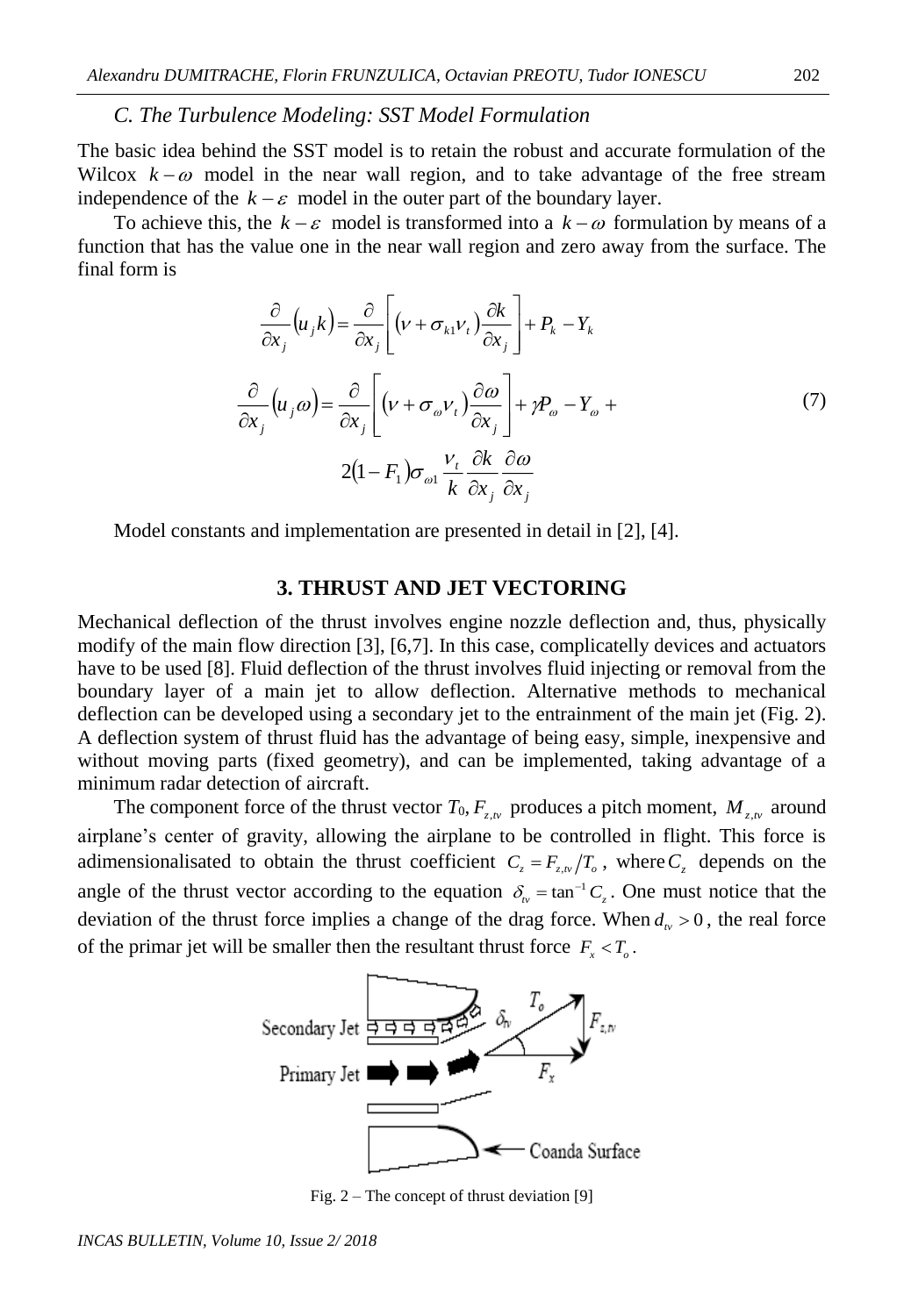### C. The Turbulence Modeling: SST Model Formulation

The basic idea behind the SST model is to retain the robust and accurate formulation of the Wilcox $k-\omega$ model in the near wall region, and to take advantage of the free stream independence of the $k-\varepsilon$ model in the outer part of the boundary layer.

To achieve this, the $k-\varepsilon$ model is transformed into a $k-\omega$ formulation by means of a function that has the value one in the near wall region and zero away from the surface. The final form is

$$\frac{\partial}{\partial x_j}\left(u_j k\right)=\frac{\partial}{\partial x_j}\left[\left(\nu+\sigma_{k1}\nu_t\right)\frac{\partial k}{\partial x_j}\right]+P_k-Y_k$$

$$\frac{\partial}{\partial x_j}\left(u_j \omega\right)=\frac{\partial}{\partial x_j}\left[\left(\nu+\sigma_{\omega}\nu_t\right)\frac{\partial \omega}{\partial x_j}\right]+\gamma P_\omega-Y_\omega+ 2\left(1-F_1\right)\sigma_{\omega 1}\frac{\nu_t}{k}\frac{\partial k}{\partial x_j}\frac{\partial \omega}{\partial x_j} \tag{7}$$

Model constants and implementation are presented in detail in [2], [4].

## 3. THRUST AND JET VECTORING

Mechanical deflection of the thrust involves engine nozzle deflection and, thus, physically modify of the main flow direction [3], [6,7]. In this case, complicatelly devices and actuators have to be used [8]. Fluid deflection of the thrust involves fluid injecting or removal from the boundary layer of a main jet to allow deflection. Alternative methods to mechanical deflection can be developed using a secondary jet to the entrainment of the main jet (Fig. 2). A deflection system of thrust fluid has the advantage of being easy, simple, inexpensive and without moving parts (fixed geometry), and can be implemented, taking advantage of a minimum radar detection of aircraft.

The component force of the thrust vector $T_0, F_{z,tv}$ produces a pitch moment, $M_{z,tv}$ around airplane's center of gravity, allowing the airplane to be controlled in flight. This force is adimensionalisated to obtain the thrust coefficient $C_z = F_{z,tv}/T_o$, where $C_z$ depends on the angle of the thrust vector according to the equation $\delta_{tv}=\tan^{-1}C_z$. One must notice that the deviation of the thrust force implies a change of the drag force. When $d_{tv}>0$, the real force of the primar jet will be smaller then the resultant thrust force $F_x < T_o$.

Fig. 2 – The concept of thrust deviation [9]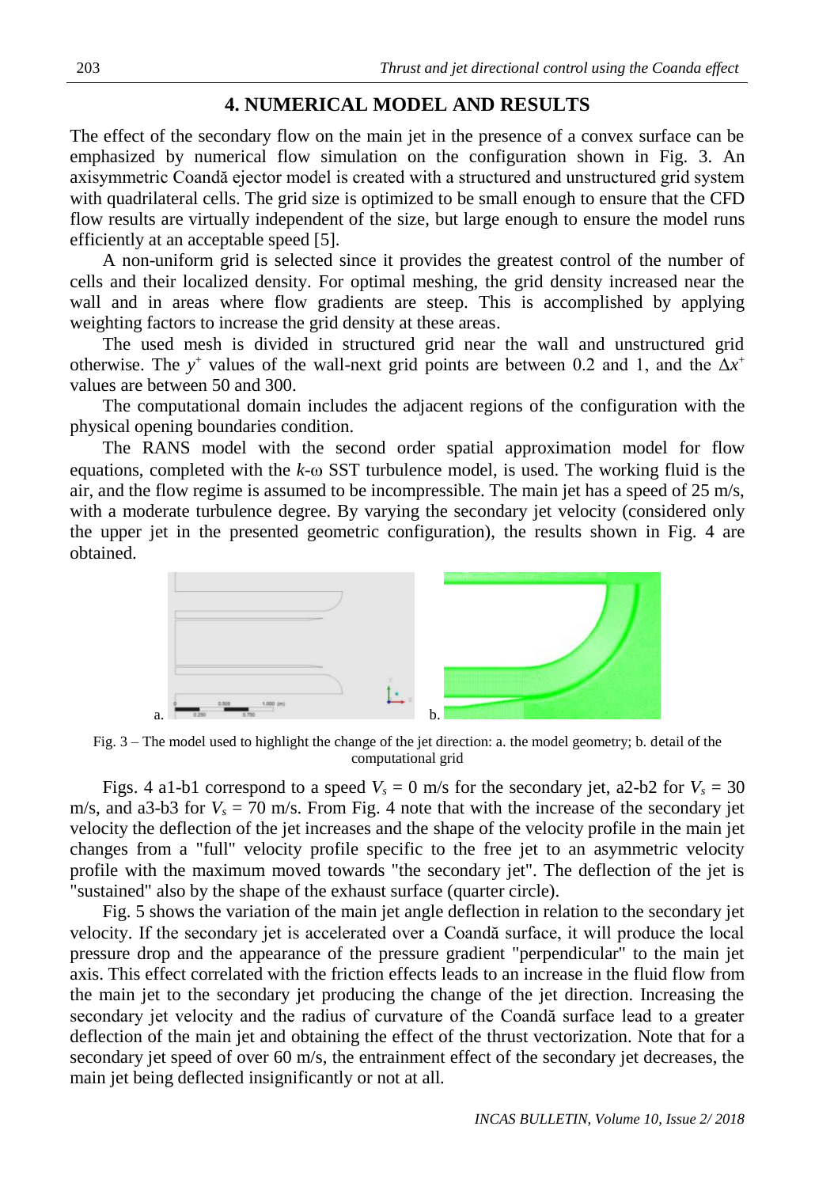## 4. NUMERICAL MODEL AND RESULTS

The effect of the secondary flow on the main jet in the presence of a convex surface can be emphasized by numerical flow simulation on the configuration shown in Fig. 3. An axisymmetric Coandă ejector model is created with a structured and unstructured grid system with quadrilateral cells. The grid size is optimized to be small enough to ensure that the CFD flow results are virtually independent of the size, but large enough to ensure the model runs efficiently at an acceptable speed [5].

A non-uniform grid is selected since it provides the greatest control of the number of cells and their localized density. For optimal meshing, the grid density increased near the wall and in areas where flow gradients are steep. This is accomplished by applying weighting factors to increase the grid density at these areas.

The used mesh is divided in structured grid near the wall and unstructured grid otherwise. The $y^+$ values of the wall-next grid points are between 0.2 and 1, and the $\Delta x^+$ values are between 50 and 300.

The computational domain includes the adjacent regions of the configuration with the physical opening boundaries condition.

The RANS model with the second order spatial approximation model for flow equations, completed with the $k$-ω SST turbulence model, is used. The working fluid is the air, and the flow regime is assumed to be incompressible. The main jet has a speed of 25 m/s, with a moderate turbulence degree. By varying the secondary jet velocity (considered only the upper jet in the presented geometric configuration), the results shown in Fig. 4 are obtained.

Fig. 3 – The model used to highlight the change of the jet direction: a. the model geometry; b. detail of the computational grid

Figs. 4 a1-b1 correspond to a speed $V_s$ = 0 m/s for the secondary jet, a2-b2 for $V_s$ = 30 m/s, and a3-b3 for $V_s$ = 70 m/s. From Fig. 4 note that with the increase of the secondary jet velocity the deflection of the jet increases and the shape of the velocity profile in the main jet changes from a "full" velocity profile specific to the free jet to an asymmetric velocity profile with the maximum moved towards "the secondary jet". The deflection of the jet is "sustained" also by the shape of the exhaust surface (quarter circle).

Fig. 5 shows the variation of the main jet angle deflection in relation to the secondary jet velocity. If the secondary jet is accelerated over a Coandă surface, it will produce the local pressure drop and the appearance of the pressure gradient "perpendicular" to the main jet axis. This effect correlated with the friction effects leads to an increase in the fluid flow from the main jet to the secondary jet producing the change of the jet direction. Increasing the secondary jet velocity and the radius of curvature of the Coandă surface lead to a greater deflection of the main jet and obtaining the effect of the thrust vectorization. Note that for a secondary jet speed of over 60 m/s, the entrainment effect of the secondary jet decreases, the main jet being deflected insignificantly or not at all.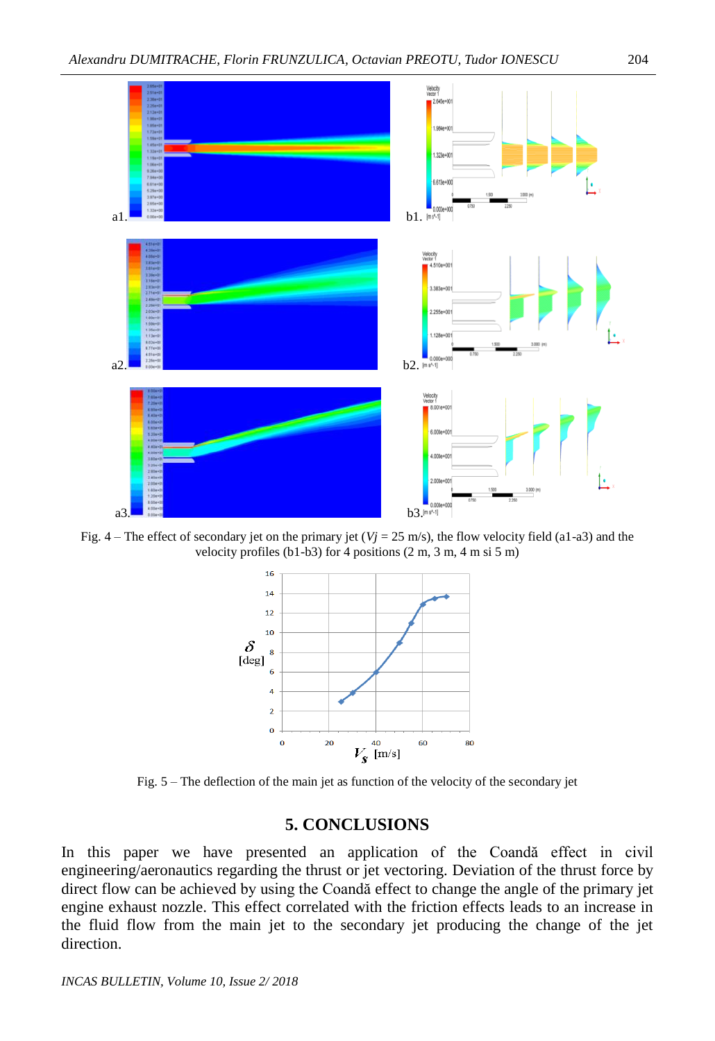Fig. 4 – The effect of secondary jet on the primary jet ($Vj$ = 25 m/s), the flow velocity field (a1-a3) and the velocity profiles (b1-b3) for 4 positions (2 m, 3 m, 4 m si 5 m)

Fig. 5 – The deflection of the main jet as function of the velocity of the secondary jet

## 5. CONCLUSIONS

In this paper we have presented an application of the Coandă effect in civil engineering/aeronautics regarding the thrust or jet vectoring. Deviation of the thrust force by direct flow can be achieved by using the Coandă effect to change the angle of the primary jet engine exhaust nozzle. This effect correlated with the friction effects leads to an increase in the fluid flow from the main jet to the secondary jet producing the change of the jet direction.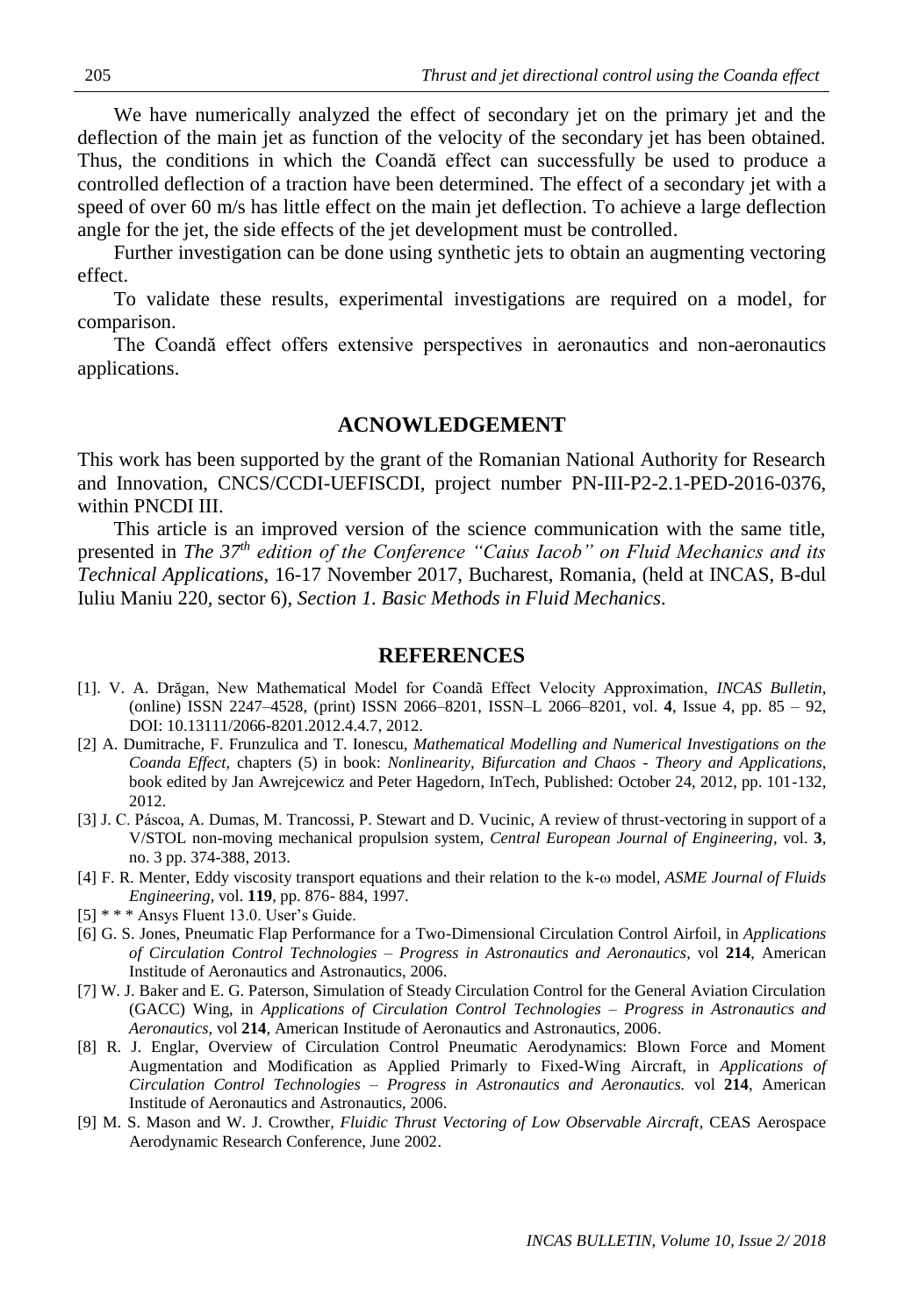We have numerically analyzed the effect of secondary jet on the primary jet and the deflection of the main jet as function of the velocity of the secondary jet has been obtained. Thus, the conditions in which the Coandă effect can successfully be used to produce a controlled deflection of a traction have been determined. The effect of a secondary jet with a speed of over 60 m/s has little effect on the main jet deflection. To achieve a large deflection angle for the jet, the side effects of the jet development must be controlled.

Further investigation can be done using synthetic jets to obtain an augmenting vectoring effect.

To validate these results, experimental investigations are required on a model, for comparison.

The Coandă effect offers extensive perspectives in aeronautics and non-aeronautics applications.

## ACNOWLEDGEMENT

This work has been supported by the grant of the Romanian National Authority for Research and Innovation, CNCS/CCDI-UEFISCDI, project number PN-III-P2-2.1-PED-2016-0376, within PNCDI III.

This article is an improved version of the science communication with the same title, presented in *The 37th edition of the Conference "Caius Iacob" on Fluid Mechanics and its Technical Applications*, 16-17 November 2017, Bucharest, Romania, (held at INCAS, B-dul Iuliu Maniu 220, sector 6), *Section 1. Basic Methods in Fluid Mechanics*.

## REFERENCES

[1]. V. A. Drăgan, New Mathematical Model for Coandã Effect Velocity Approximation, *INCAS Bulletin*, (online) ISSN 2247–4528, (print) ISSN 2066–8201, ISSN–L 2066–8201, vol. **4**, Issue 4, pp. 85 – 92, DOI: 10.13111/2066-8201.2012.4.4.7, 2012.

[2] A. Dumitrache, F. Frunzulica and T. Ionescu, *Mathematical Modelling and Numerical Investigations on the Coanda Effect,* chapters (5) in book: *Nonlinearity, Bifurcation and Chaos - Theory and Applications*, book edited by Jan Awrejcewicz and Peter Hagedorn, InTech, Published: October 24, 2012, pp. 101-132, 2012.

[3] J. C. Páscoa, A. Dumas, M. Trancossi, P. Stewart and D. Vucinic, A review of thrust-vectoring in support of a V/STOL non-moving mechanical propulsion system, *Central European Journal of Engineering*, vol. **3**, no. 3 pp. 374-388, 2013.

[4] F. R. Menter, Eddy viscosity transport equations and their relation to the k-ω model, *ASME Journal of Fluids Engineering*, vol. **119**, pp. 876- 884, 1997.

[5] * * * Ansys Fluent 13.0. User's Guide.

[6] G. S. Jones, Pneumatic Flap Performance for a Two-Dimensional Circulation Control Airfoil, in *Applications of Circulation Control Technologies – Progress in Astronautics and Aeronautics,* vol **214**, American Institude of Aeronautics and Astronautics, 2006.

[7] W. J. Baker and E. G. Paterson, Simulation of Steady Circulation Control for the General Aviation Circulation (GACC) Wing, in *Applications of Circulation Control Technologies – Progress in Astronautics and Aeronautics,* vol **214**, American Institude of Aeronautics and Astronautics, 2006.

[8] R. J. Englar, Overview of Circulation Control Pneumatic Aerodynamics: Blown Force and Moment Augmentation and Modification as Applied Primarly to Fixed-Wing Aircraft, in *Applications of Circulation Control Technologies – Progress in Astronautics and Aeronautics.* vol **214**, American Institude of Aeronautics and Astronautics, 2006.

[9] M. S. Mason and W. J. Crowther, *Fluidic Thrust Vectoring of Low Observable Aircraft*, CEAS Aerospace Aerodynamic Research Conference, June 2002.